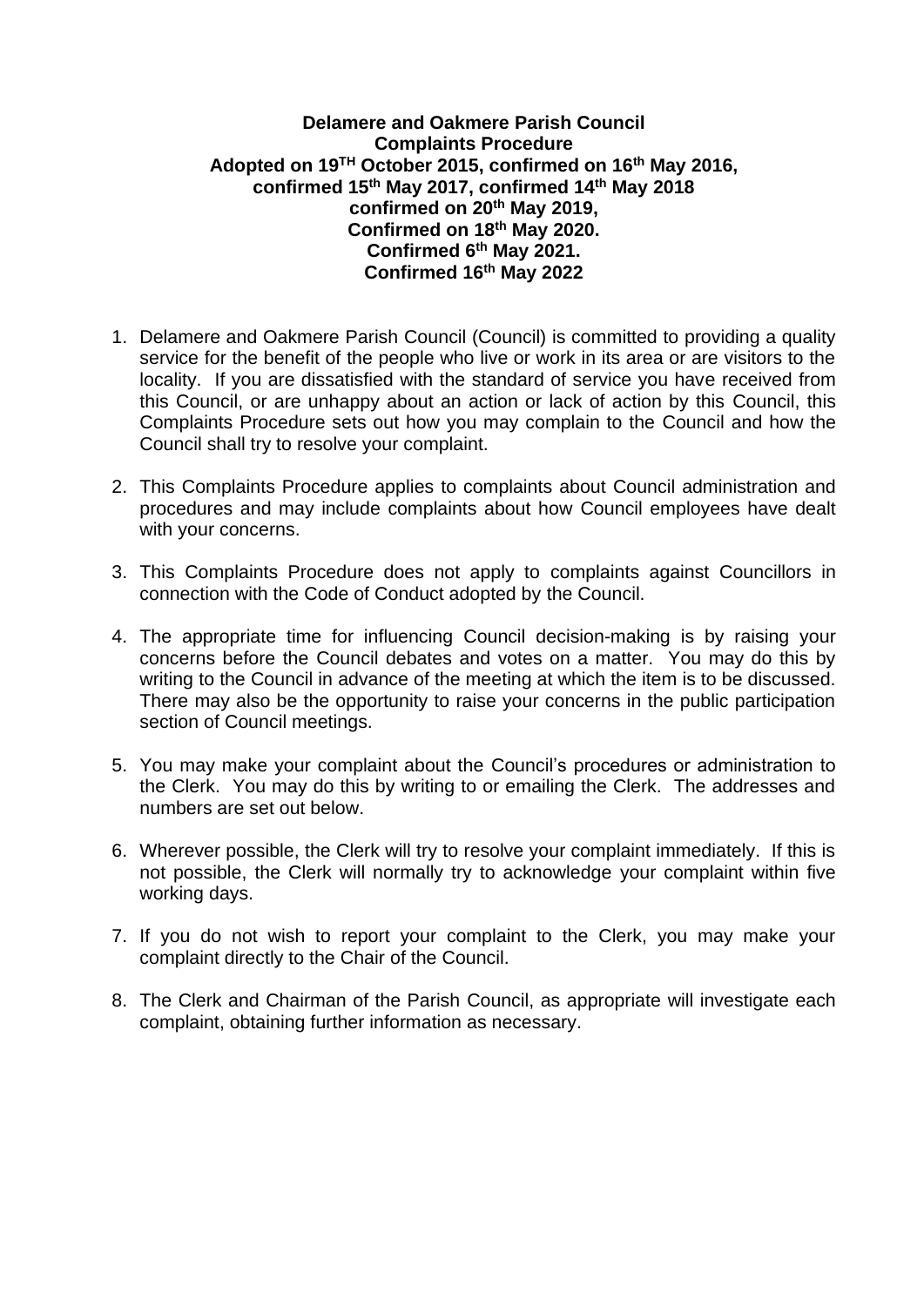**Delamere and Oakmere Parish Council**
**Complaints Procedure**
**Adopted on 19TH October 2015, confirmed on 16th May 2016, confirmed 15th May 2017, confirmed 14th May 2018 confirmed on 20th May 2019, Confirmed on 18th May 2020. Confirmed 6th May 2021. Confirmed 16th May 2022**

1. Delamere and Oakmere Parish Council (Council) is committed to providing a quality service for the benefit of the people who live or work in its area or are visitors to the locality. If you are dissatisfied with the standard of service you have received from this Council, or are unhappy about an action or lack of action by this Council, this Complaints Procedure sets out how you may complain to the Council and how the Council shall try to resolve your complaint.

2. This Complaints Procedure applies to complaints about Council administration and procedures and may include complaints about how Council employees have dealt with your concerns.

3. This Complaints Procedure does not apply to complaints against Councillors in connection with the Code of Conduct adopted by the Council.

4. The appropriate time for influencing Council decision-making is by raising your concerns before the Council debates and votes on a matter. You may do this by writing to the Council in advance of the meeting at which the item is to be discussed. There may also be the opportunity to raise your concerns in the public participation section of Council meetings.

5. You may make your complaint about the Council's procedures or administration to the Clerk. You may do this by writing to or emailing the Clerk. The addresses and numbers are set out below.

6. Wherever possible, the Clerk will try to resolve your complaint immediately. If this is not possible, the Clerk will normally try to acknowledge your complaint within five working days.

7. If you do not wish to report your complaint to the Clerk, you may make your complaint directly to the Chair of the Council.

8. The Clerk and Chairman of the Parish Council, as appropriate will investigate each complaint, obtaining further information as necessary.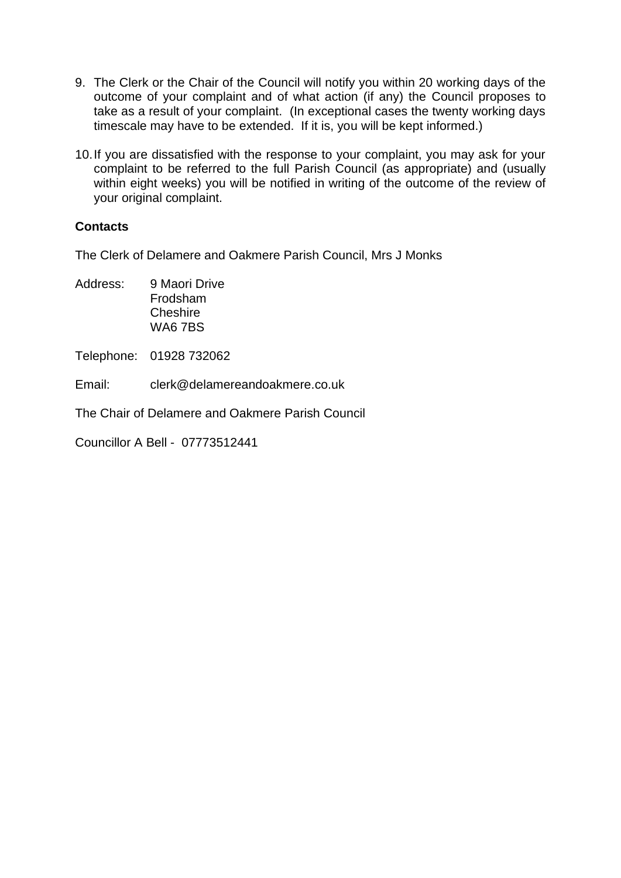9. The Clerk or the Chair of the Council will notify you within 20 working days of the outcome of your complaint and of what action (if any) the Council proposes to take as a result of your complaint. (In exceptional cases the twenty working days timescale may have to be extended. If it is, you will be kept informed.)

10. If you are dissatisfied with the response to your complaint, you may ask for your complaint to be referred to the full Parish Council (as appropriate) and (usually within eight weeks) you will be notified in writing of the outcome of the review of your original complaint.

**Contacts**

The Clerk of Delamere and Oakmere Parish Council, Mrs J Monks

Address: 9 Maori Drive
Frodsham
Cheshire
WA6 7BS

Telephone: 01928 732062

Email: clerk@delamereandoakmere.co.uk

The Chair of Delamere and Oakmere Parish Council

Councillor A Bell - 07773512441